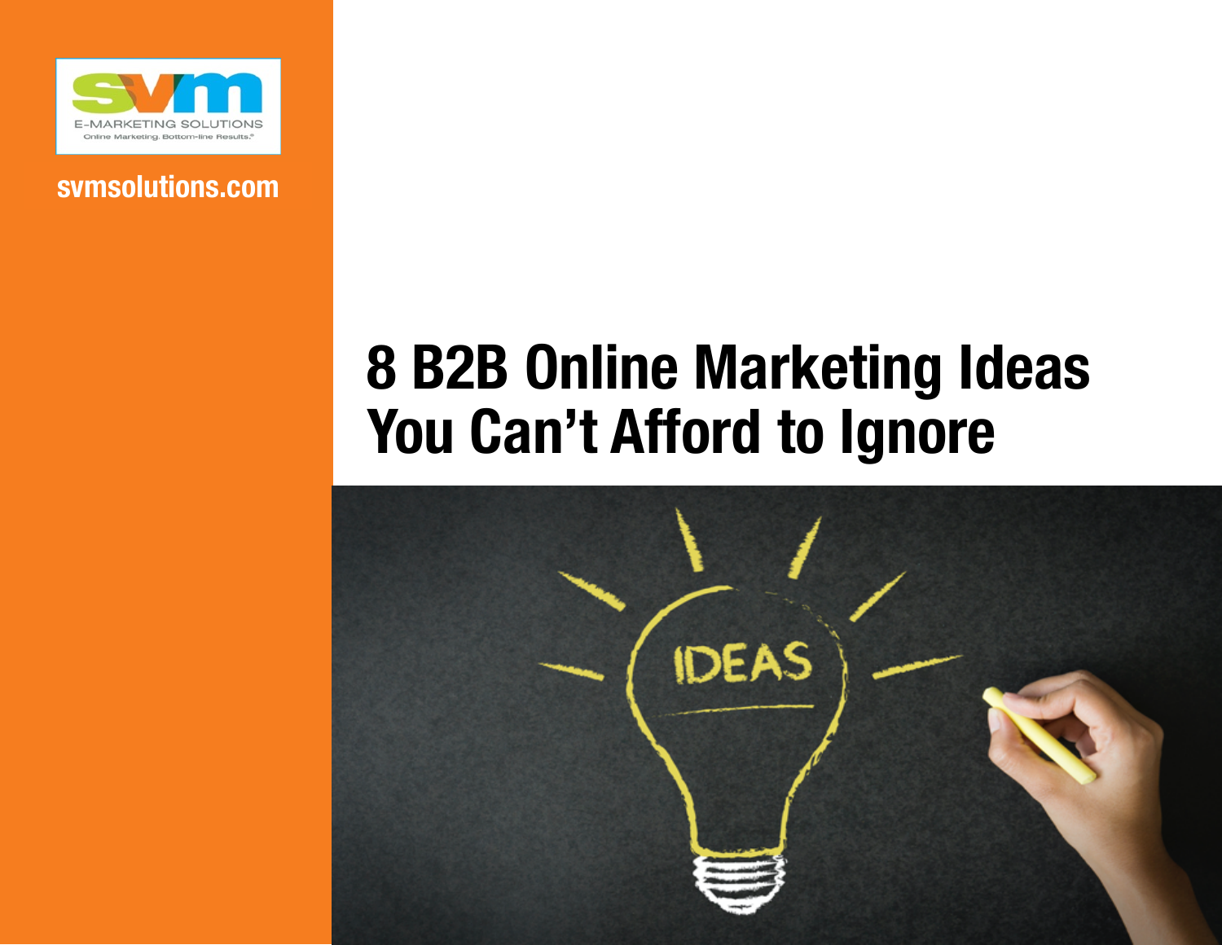svm

E-MARKETING SOLUTIONS

Online Marketing. Bottom-line Results.®

svmsolutions.com

# 8 B2B Online Marketing Ideas You Can't Afford to Ignore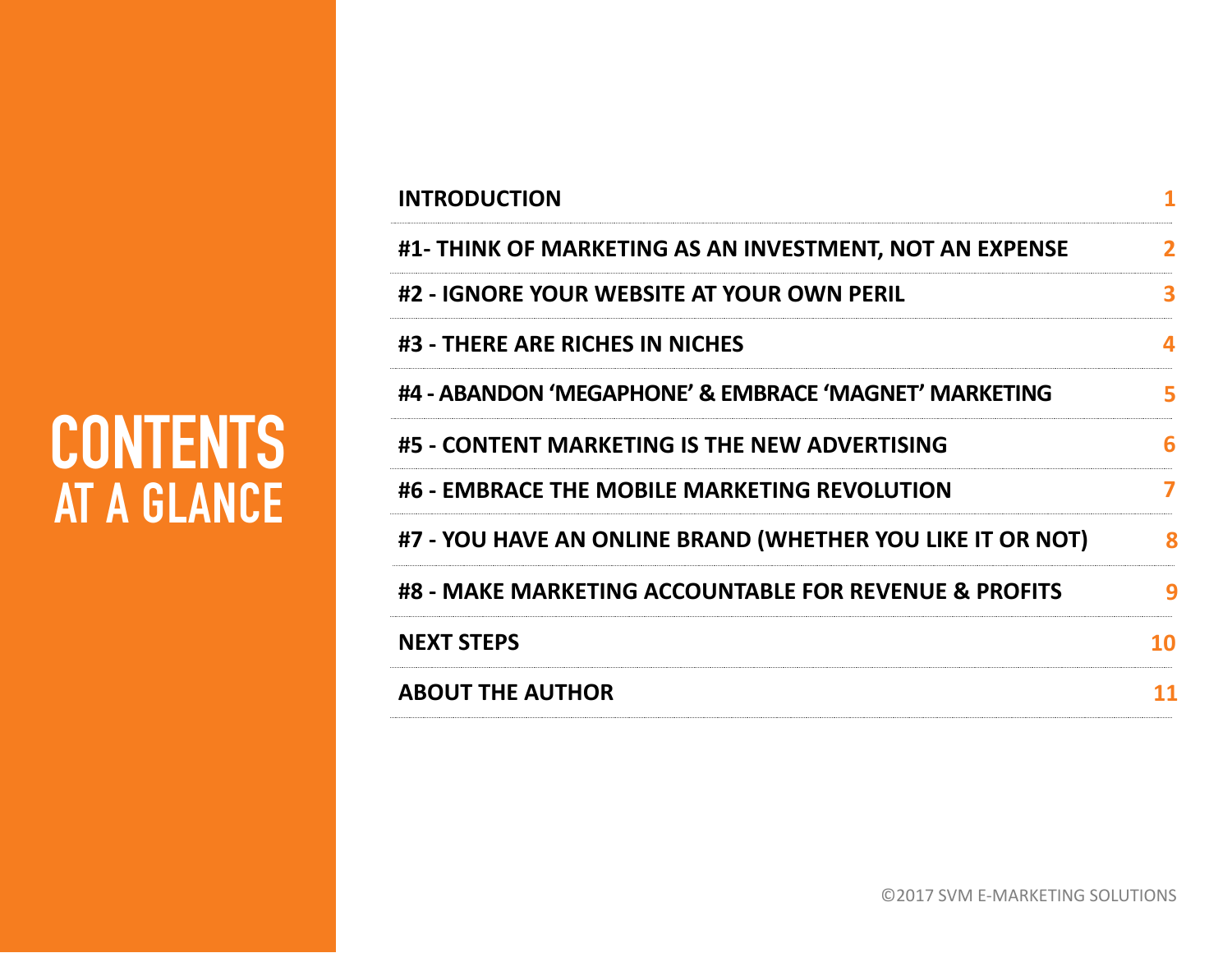# CONTENTS AT A GLANCE

| | |
|---|---|
| **INTRODUCTION** | 1 |
| **#1- THINK OF MARKETING AS AN INVESTMENT, NOT AN EXPENSE** | 2 |
| **#2 - IGNORE YOUR WEBSITE AT YOUR OWN PERIL** | 3 |
| **#3 - THERE ARE RICHES IN NICHES** | 4 |
| **#4 - ABANDON 'MEGAPHONE' & EMBRACE 'MAGNET' MARKETING** | 5 |
| **#5 - CONTENT MARKETING IS THE NEW ADVERTISING** | 6 |
| **#6 - EMBRACE THE MOBILE MARKETING REVOLUTION** | 7 |
| **#7 - YOU HAVE AN ONLINE BRAND (WHETHER YOU LIKE IT OR NOT)** | 8 |
| **#8 - MAKE MARKETING ACCOUNTABLE FOR REVENUE & PROFITS** | 9 |
| **NEXT STEPS** | 10 |
| **ABOUT THE AUTHOR** | 11 |

©2017 SVM E-MARKETING SOLUTIONS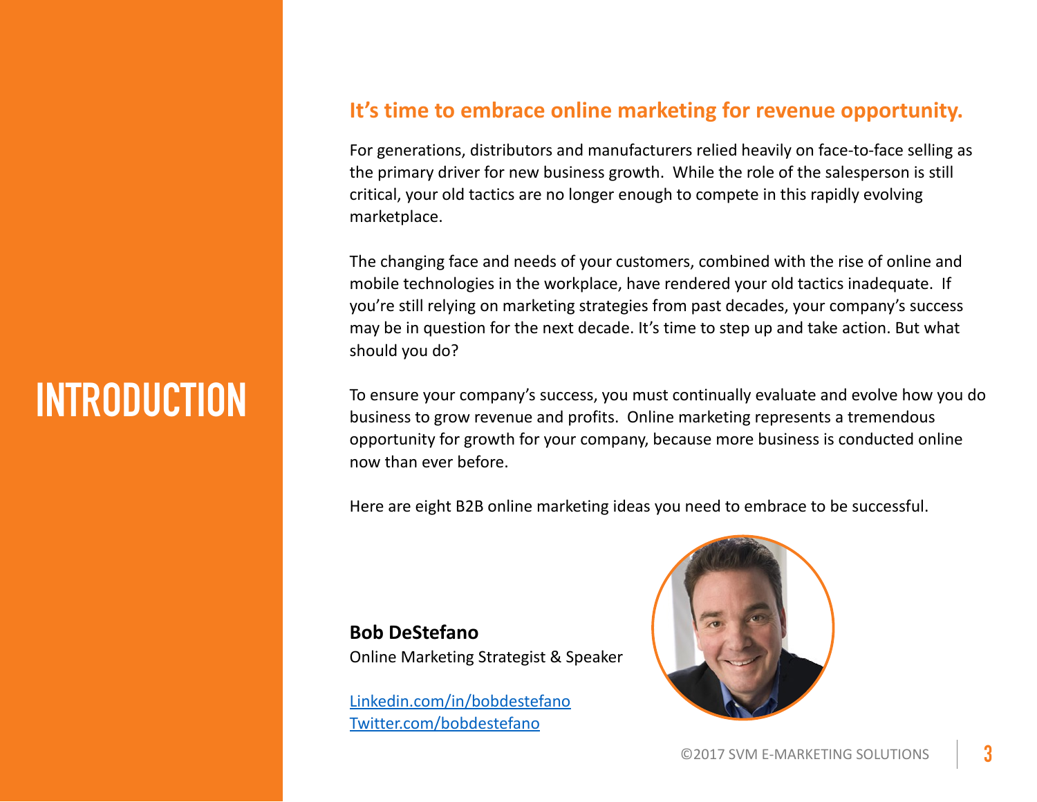# INTRODUCTION

## It's time to embrace online marketing for revenue opportunity.

For generations, distributors and manufacturers relied heavily on face-to-face selling as the primary driver for new business growth. While the role of the salesperson is still critical, your old tactics are no longer enough to compete in this rapidly evolving marketplace.

The changing face and needs of your customers, combined with the rise of online and mobile technologies in the workplace, have rendered your old tactics inadequate. If you're still relying on marketing strategies from past decades, your company's success may be in question for the next decade. It's time to step up and take action. But what should you do?

To ensure your company's success, you must continually evaluate and evolve how you do business to grow revenue and profits. Online marketing represents a tremendous opportunity for growth for your company, because more business is conducted online now than ever before.

Here are eight B2B online marketing ideas you need to embrace to be successful.

**Bob DeStefano**
Online Marketing Strategist & Speaker

[Linkedin.com/in/bobdestefano](https://Linkedin.com/in/bobdestefano)
[Twitter.com/bobdestefano](https://Twitter.com/bobdestefano)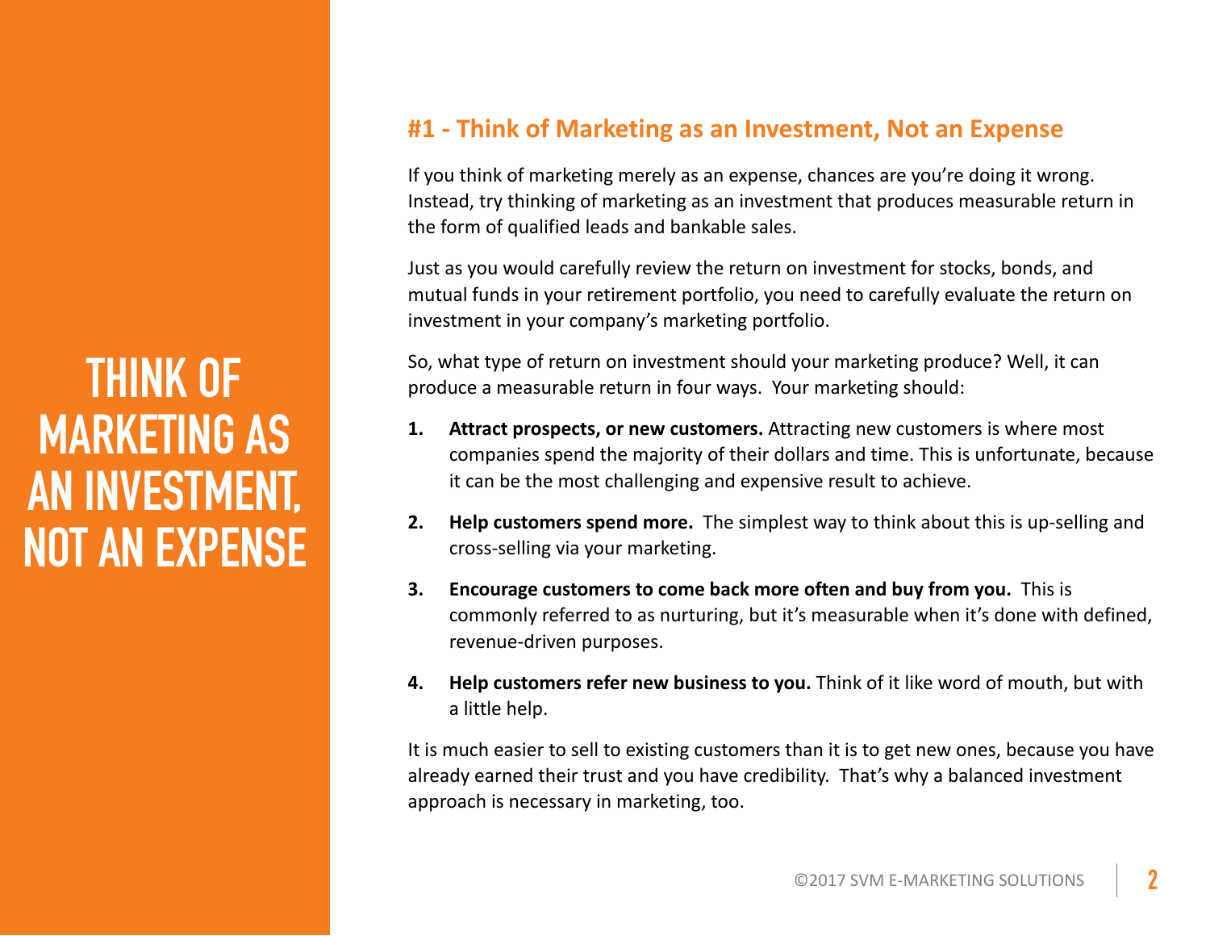# THINK OF MARKETING AS AN INVESTMENT, NOT AN EXPENSE

## #1 - Think of Marketing as an Investment, Not an Expense

If you think of marketing merely as an expense, chances are you're doing it wrong. Instead, try thinking of marketing as an investment that produces measurable return in the form of qualified leads and bankable sales.

Just as you would carefully review the return on investment for stocks, bonds, and mutual funds in your retirement portfolio, you need to carefully evaluate the return on investment in your company's marketing portfolio.

So, what type of return on investment should your marketing produce? Well, it can produce a measurable return in four ways. Your marketing should:

1. **Attract prospects, or new customers.** Attracting new customers is where most companies spend the majority of their dollars and time. This is unfortunate, because it can be the most challenging and expensive result to achieve.
2. **Help customers spend more.** The simplest way to think about this is up-selling and cross-selling via your marketing.
3. **Encourage customers to come back more often and buy from you.** This is commonly referred to as nurturing, but it's measurable when it's done with defined, revenue-driven purposes.
4. **Help customers refer new business to you.** Think of it like word of mouth, but with a little help.

It is much easier to sell to existing customers than it is to get new ones, because you have already earned their trust and you have credibility. That's why a balanced investment approach is necessary in marketing, too.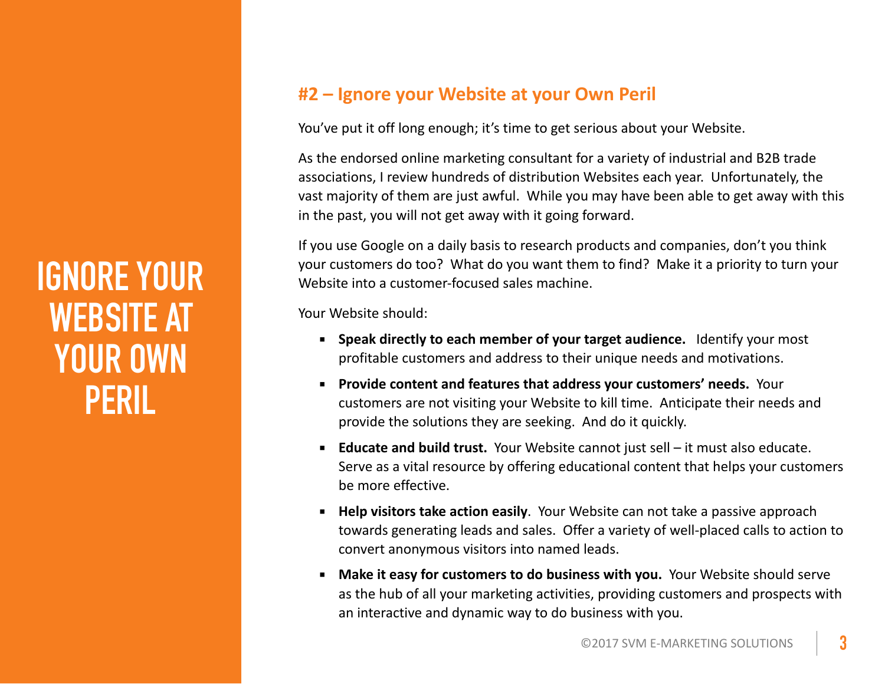# IGNORE YOUR WEBSITE AT YOUR OWN PERIL

## #2 – Ignore your Website at your Own Peril

You've put it off long enough; it's time to get serious about your Website.

As the endorsed online marketing consultant for a variety of industrial and B2B trade associations, I review hundreds of distribution Websites each year. Unfortunately, the vast majority of them are just awful. While you may have been able to get away with this in the past, you will not get away with it going forward.

If you use Google on a daily basis to research products and companies, don't you think your customers do too? What do you want them to find? Make it a priority to turn your Website into a customer-focused sales machine.

Your Website should:

- **Speak directly to each member of your target audience.** Identify your most profitable customers and address to their unique needs and motivations.
- **Provide content and features that address your customers' needs.** Your customers are not visiting your Website to kill time. Anticipate their needs and provide the solutions they are seeking. And do it quickly.
- **Educate and build trust.** Your Website cannot just sell – it must also educate. Serve as a vital resource by offering educational content that helps your customers be more effective.
- **Help visitors take action easily**. Your Website can not take a passive approach towards generating leads and sales. Offer a variety of well-placed calls to action to convert anonymous visitors into named leads.
- **Make it easy for customers to do business with you.** Your Website should serve as the hub of all your marketing activities, providing customers and prospects with an interactive and dynamic way to do business with you.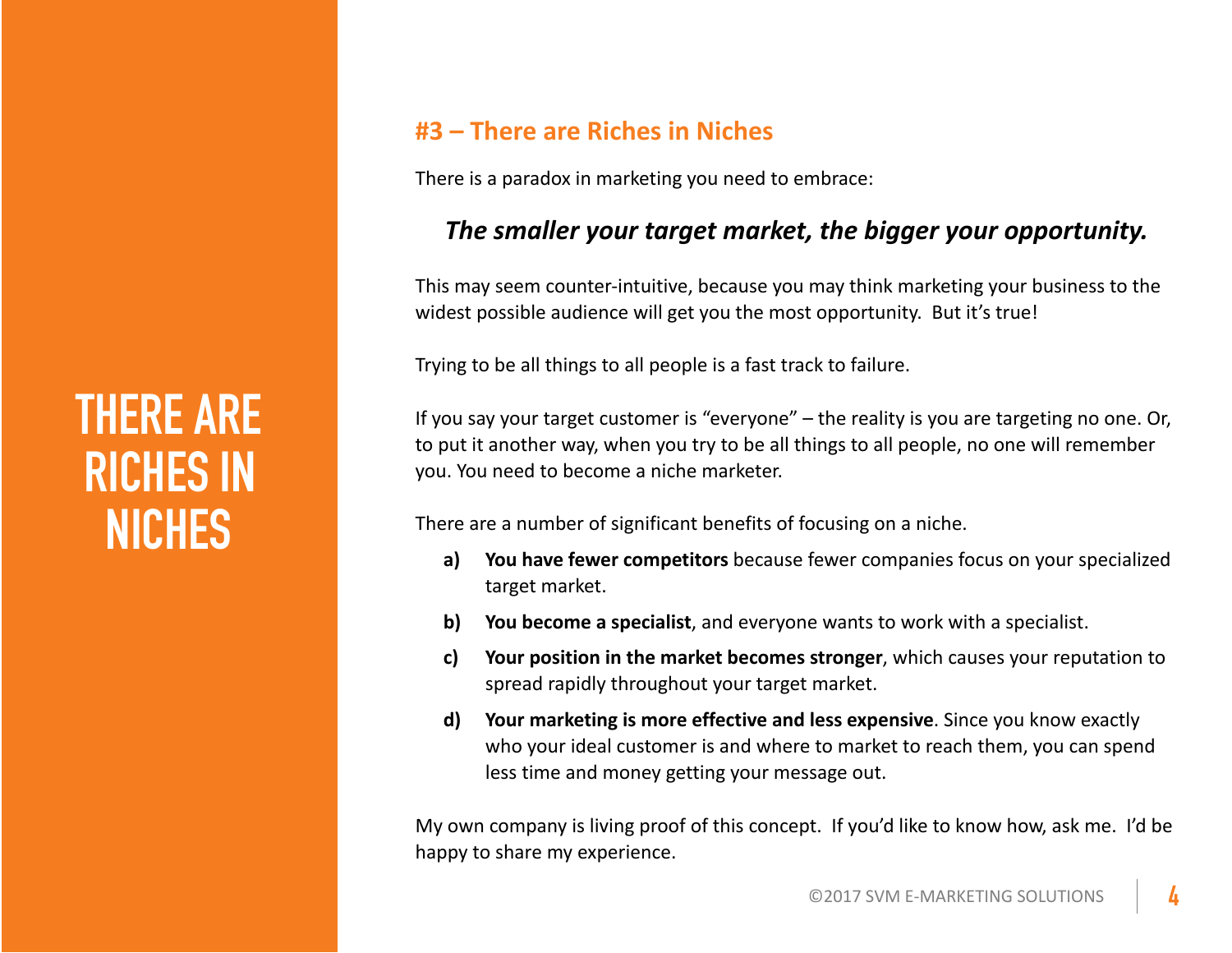# THERE ARE RICHES IN NICHES

## #3 – There are Riches in Niches

There is a paradox in marketing you need to embrace:

***The smaller your target market, the bigger your opportunity.***

This may seem counter-intuitive, because you may think marketing your business to the widest possible audience will get you the most opportunity. But it's true!

Trying to be all things to all people is a fast track to failure.

If you say your target customer is "everyone" – the reality is you are targeting no one. Or, to put it another way, when you try to be all things to all people, no one will remember you. You need to become a niche marketer.

There are a number of significant benefits of focusing on a niche.

- **a)** **You have fewer competitors** because fewer companies focus on your specialized target market.
- **b)** **You become a specialist**, and everyone wants to work with a specialist.
- **c)** **Your position in the market becomes stronger**, which causes your reputation to spread rapidly throughout your target market.
- **d)** **Your marketing is more effective and less expensive**. Since you know exactly who your ideal customer is and where to market to reach them, you can spend less time and money getting your message out.

My own company is living proof of this concept. If you'd like to know how, ask me. I'd be happy to share my experience.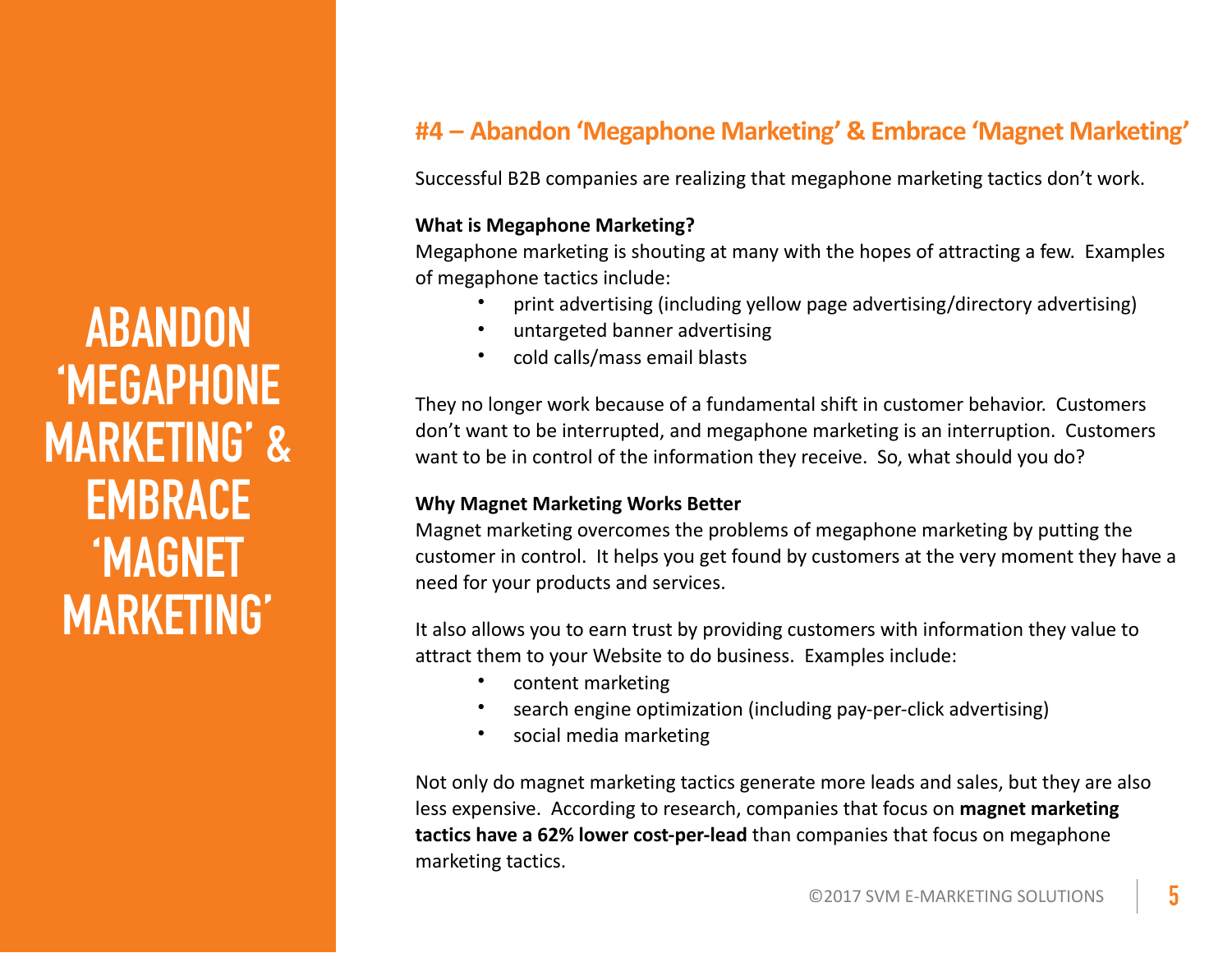# ABANDON 'MEGAPHONE MARKETING' & EMBRACE 'MAGNET MARKETING'

## #4 – Abandon 'Megaphone Marketing' & Embrace 'Magnet Marketing'

Successful B2B companies are realizing that megaphone marketing tactics don't work.

**What is Megaphone Marketing?**

Megaphone marketing is shouting at many with the hopes of attracting a few. Examples of megaphone tactics include:

- print advertising (including yellow page advertising/directory advertising)
- untargeted banner advertising
- cold calls/mass email blasts

They no longer work because of a fundamental shift in customer behavior. Customers don't want to be interrupted, and megaphone marketing is an interruption. Customers want to be in control of the information they receive. So, what should you do?

**Why Magnet Marketing Works Better**

Magnet marketing overcomes the problems of megaphone marketing by putting the customer in control. It helps you get found by customers at the very moment they have a need for your products and services.

It also allows you to earn trust by providing customers with information they value to attract them to your Website to do business. Examples include:

- content marketing
- search engine optimization (including pay-per-click advertising)
- social media marketing

Not only do magnet marketing tactics generate more leads and sales, but they are also less expensive. According to research, companies that focus on **magnet marketing tactics have a 62% lower cost-per-lead** than companies that focus on megaphone marketing tactics.

©2017 SVM E-MARKETING SOLUTIONS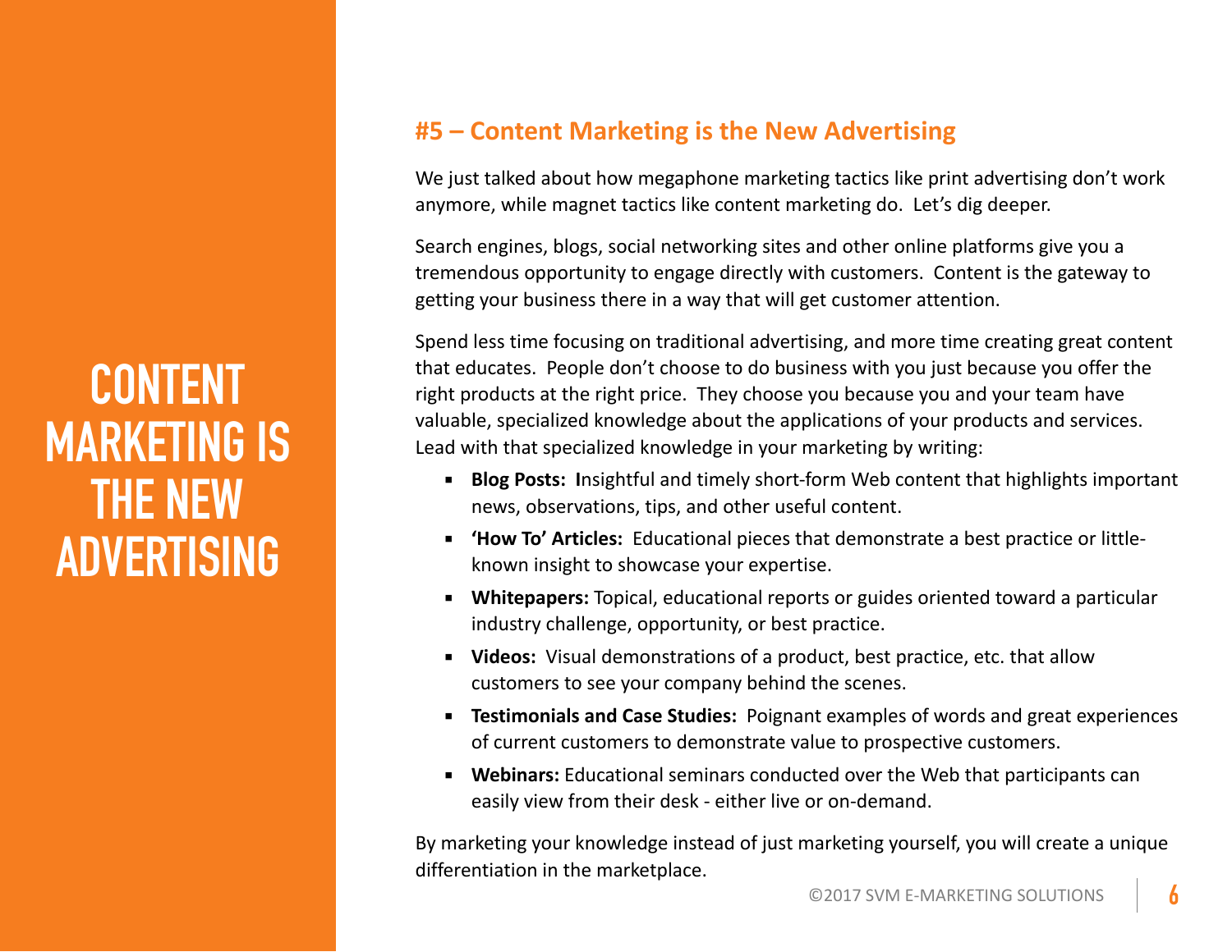# CONTENT MARKETING IS THE NEW ADVERTISING

## #5 – Content Marketing is the New Advertising

We just talked about how megaphone marketing tactics like print advertising don't work anymore, while magnet tactics like content marketing do. Let's dig deeper.

Search engines, blogs, social networking sites and other online platforms give you a tremendous opportunity to engage directly with customers. Content is the gateway to getting your business there in a way that will get customer attention.

Spend less time focusing on traditional advertising, and more time creating great content that educates. People don't choose to do business with you just because you offer the right products at the right price. They choose you because you and your team have valuable, specialized knowledge about the applications of your products and services. Lead with that specialized knowledge in your marketing by writing:

- **Blog Posts:** **I**nsightful and timely short-form Web content that highlights important news, observations, tips, and other useful content.
- **'How To' Articles:** Educational pieces that demonstrate a best practice or little-known insight to showcase your expertise.
- **Whitepapers:** Topical, educational reports or guides oriented toward a particular industry challenge, opportunity, or best practice.
- **Videos:** Visual demonstrations of a product, best practice, etc. that allow customers to see your company behind the scenes.
- **Testimonials and Case Studies:** Poignant examples of words and great experiences of current customers to demonstrate value to prospective customers.
- **Webinars:** Educational seminars conducted over the Web that participants can easily view from their desk - either live or on-demand.

By marketing your knowledge instead of just marketing yourself, you will create a unique differentiation in the marketplace.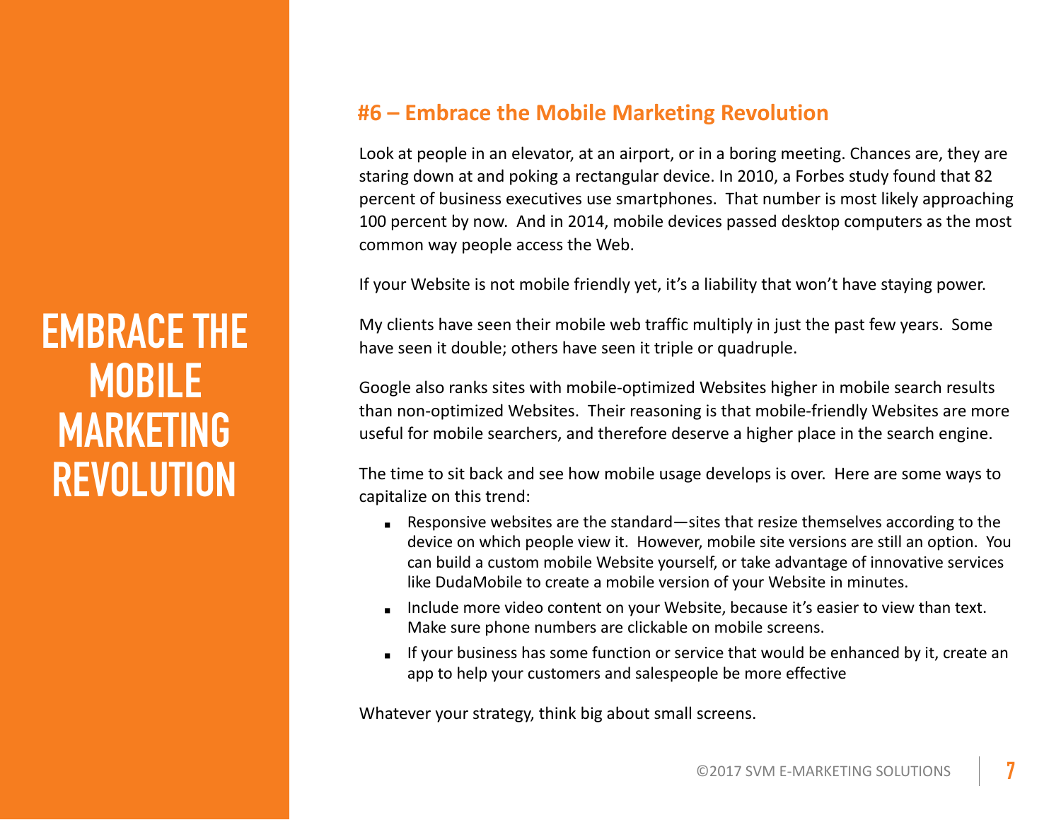# EMBRACE THE MOBILE MARKETING REVOLUTION

## #6 – Embrace the Mobile Marketing Revolution

Look at people in an elevator, at an airport, or in a boring meeting. Chances are, they are staring down at and poking a rectangular device. In 2010, a Forbes study found that 82 percent of business executives use smartphones. That number is most likely approaching 100 percent by now. And in 2014, mobile devices passed desktop computers as the most common way people access the Web.

If your Website is not mobile friendly yet, it's a liability that won't have staying power.

My clients have seen their mobile web traffic multiply in just the past few years. Some have seen it double; others have seen it triple or quadruple.

Google also ranks sites with mobile-optimized Websites higher in mobile search results than non-optimized Websites. Their reasoning is that mobile-friendly Websites are more useful for mobile searchers, and therefore deserve a higher place in the search engine.

The time to sit back and see how mobile usage develops is over. Here are some ways to capitalize on this trend:

- Responsive websites are the standard—sites that resize themselves according to the device on which people view it. However, mobile site versions are still an option. You can build a custom mobile Website yourself, or take advantage of innovative services like DudaMobile to create a mobile version of your Website in minutes.
- Include more video content on your Website, because it's easier to view than text. Make sure phone numbers are clickable on mobile screens.
- If your business has some function or service that would be enhanced by it, create an app to help your customers and salespeople be more effective

Whatever your strategy, think big about small screens.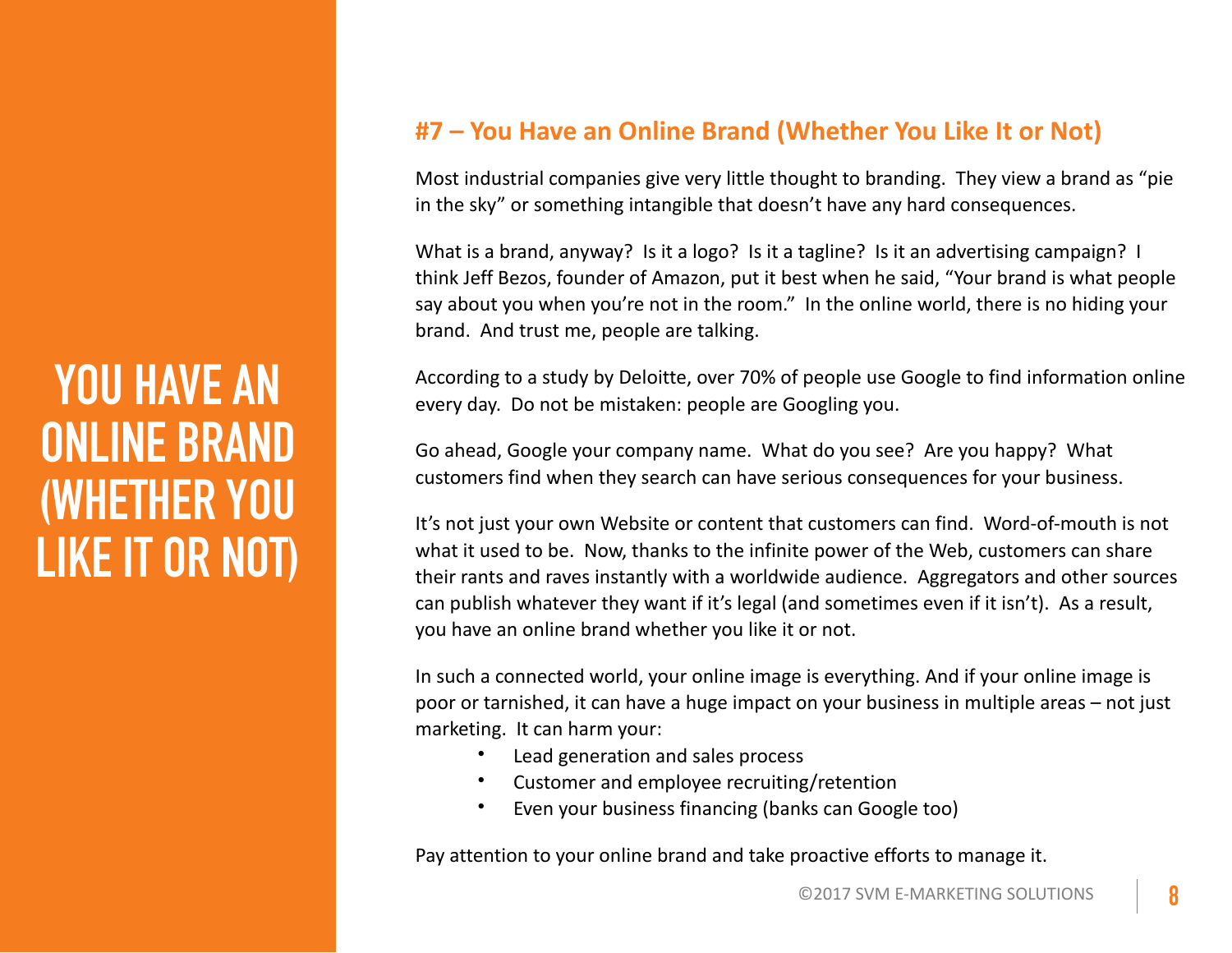# YOU HAVE AN ONLINE BRAND (WHETHER YOU LIKE IT OR NOT)

## #7 – You Have an Online Brand (Whether You Like It or Not)

Most industrial companies give very little thought to branding. They view a brand as "pie in the sky" or something intangible that doesn't have any hard consequences.

What is a brand, anyway? Is it a logo? Is it a tagline? Is it an advertising campaign? I think Jeff Bezos, founder of Amazon, put it best when he said, "Your brand is what people say about you when you're not in the room." In the online world, there is no hiding your brand. And trust me, people are talking.

According to a study by Deloitte, over 70% of people use Google to find information online every day. Do not be mistaken: people are Googling you.

Go ahead, Google your company name. What do you see? Are you happy? What customers find when they search can have serious consequences for your business.

It's not just your own Website or content that customers can find. Word-of-mouth is not what it used to be. Now, thanks to the infinite power of the Web, customers can share their rants and raves instantly with a worldwide audience. Aggregators and other sources can publish whatever they want if it's legal (and sometimes even if it isn't). As a result, you have an online brand whether you like it or not.

In such a connected world, your online image is everything. And if your online image is poor or tarnished, it can have a huge impact on your business in multiple areas – not just marketing. It can harm your:

- Lead generation and sales process
- Customer and employee recruiting/retention
- Even your business financing (banks can Google too)

Pay attention to your online brand and take proactive efforts to manage it.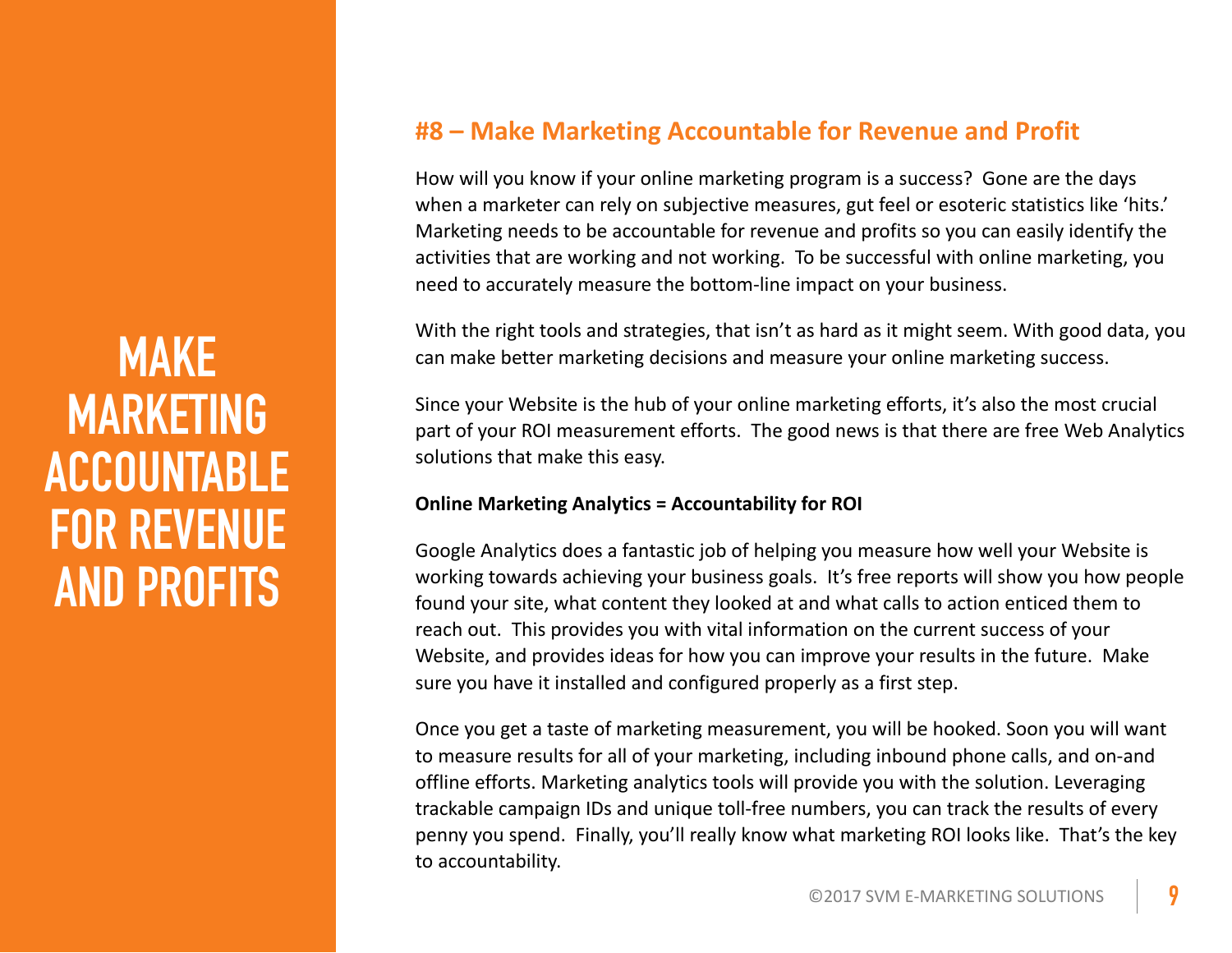# MAKE MARKETING ACCOUNTABLE FOR REVENUE AND PROFITS

## #8 – Make Marketing Accountable for Revenue and Profit

How will you know if your online marketing program is a success? Gone are the days when a marketer can rely on subjective measures, gut feel or esoteric statistics like 'hits.' Marketing needs to be accountable for revenue and profits so you can easily identify the activities that are working and not working. To be successful with online marketing, you need to accurately measure the bottom-line impact on your business.

With the right tools and strategies, that isn't as hard as it might seem. With good data, you can make better marketing decisions and measure your online marketing success.

Since your Website is the hub of your online marketing efforts, it's also the most crucial part of your ROI measurement efforts. The good news is that there are free Web Analytics solutions that make this easy.

**Online Marketing Analytics = Accountability for ROI**

Google Analytics does a fantastic job of helping you measure how well your Website is working towards achieving your business goals. It's free reports will show you how people found your site, what content they looked at and what calls to action enticed them to reach out. This provides you with vital information on the current success of your Website, and provides ideas for how you can improve your results in the future. Make sure you have it installed and configured properly as a first step.

Once you get a taste of marketing measurement, you will be hooked. Soon you will want to measure results for all of your marketing, including inbound phone calls, and on-and offline efforts. Marketing analytics tools will provide you with the solution. Leveraging trackable campaign IDs and unique toll-free numbers, you can track the results of every penny you spend. Finally, you'll really know what marketing ROI looks like. That's the key to accountability.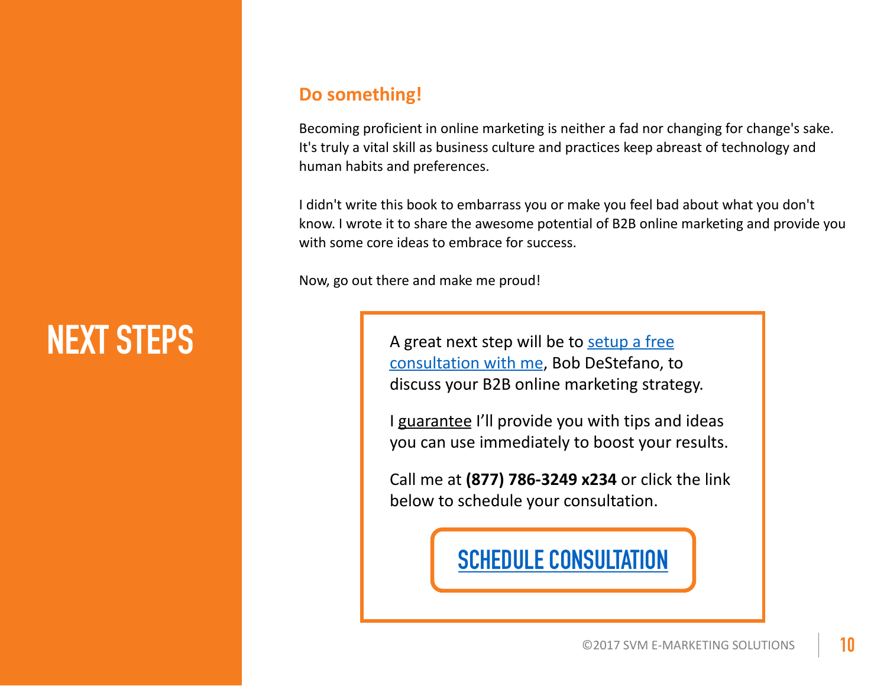# NEXT STEPS

## Do something!

Becoming proficient in online marketing is neither a fad nor changing for change's sake. It's truly a vital skill as business culture and practices keep abreast of technology and human habits and preferences.

I didn't write this book to embarrass you or make you feel bad about what you don't know. I wrote it to share the awesome potential of B2B online marketing and provide you with some core ideas to embrace for success.

Now, go out there and make me proud!

A great next step will be to setup a free consultation with me, Bob DeStefano, to discuss your B2B online marketing strategy.

I guarantee I'll provide you with tips and ideas you can use immediately to boost your results.

Call me at **(877) 786-3249 x234** or click the link below to schedule your consultation.

**SCHEDULE CONSULTATION**

©2017 SVM E-MARKETING SOLUTIONS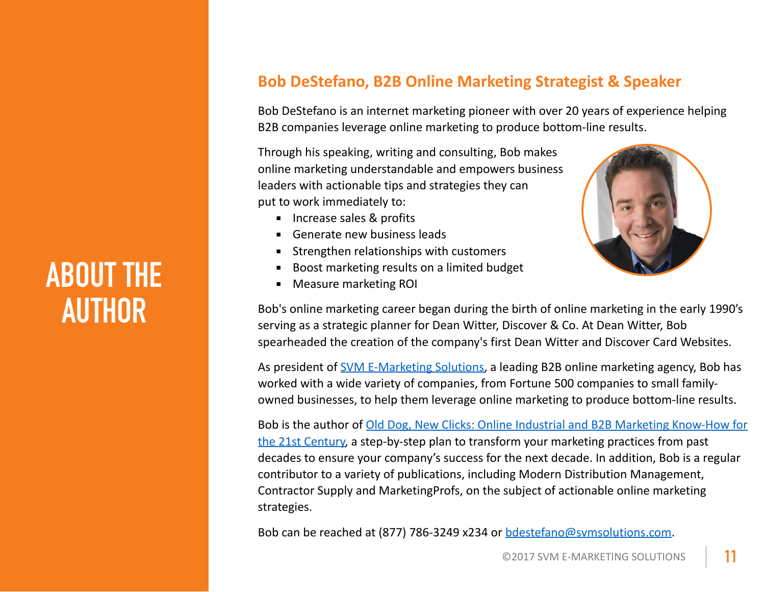# ABOUT THE AUTHOR

## Bob DeStefano, B2B Online Marketing Strategist & Speaker

Bob DeStefano is an internet marketing pioneer with over 20 years of experience helping B2B companies leverage online marketing to produce bottom-line results.

Through his speaking, writing and consulting, Bob makes online marketing understandable and empowers business leaders with actionable tips and strategies they can put to work immediately to:

- Increase sales & profits
- Generate new business leads
- Strengthen relationships with customers
- Boost marketing results on a limited budget
- Measure marketing ROI

Bob's online marketing career began during the birth of online marketing in the early 1990's serving as a strategic planner for Dean Witter, Discover & Co. At Dean Witter, Bob spearheaded the creation of the company's first Dean Witter and Discover Card Websites.

As president of SVM E-Marketing Solutions, a leading B2B online marketing agency, Bob has worked with a wide variety of companies, from Fortune 500 companies to small family-owned businesses, to help them leverage online marketing to produce bottom-line results.

Bob is the author of Old Dog, New Clicks: Online Industrial and B2B Marketing Know-How for the 21st Century, a step-by-step plan to transform your marketing practices from past decades to ensure your company's success for the next decade. In addition, Bob is a regular contributor to a variety of publications, including Modern Distribution Management, Contractor Supply and MarketingProfs, on the subject of actionable online marketing strategies.

Bob can be reached at (877) 786-3249 x234 or bdestefano@svmsolutions.com.

©2017 SVM E-MARKETING SOLUTIONS